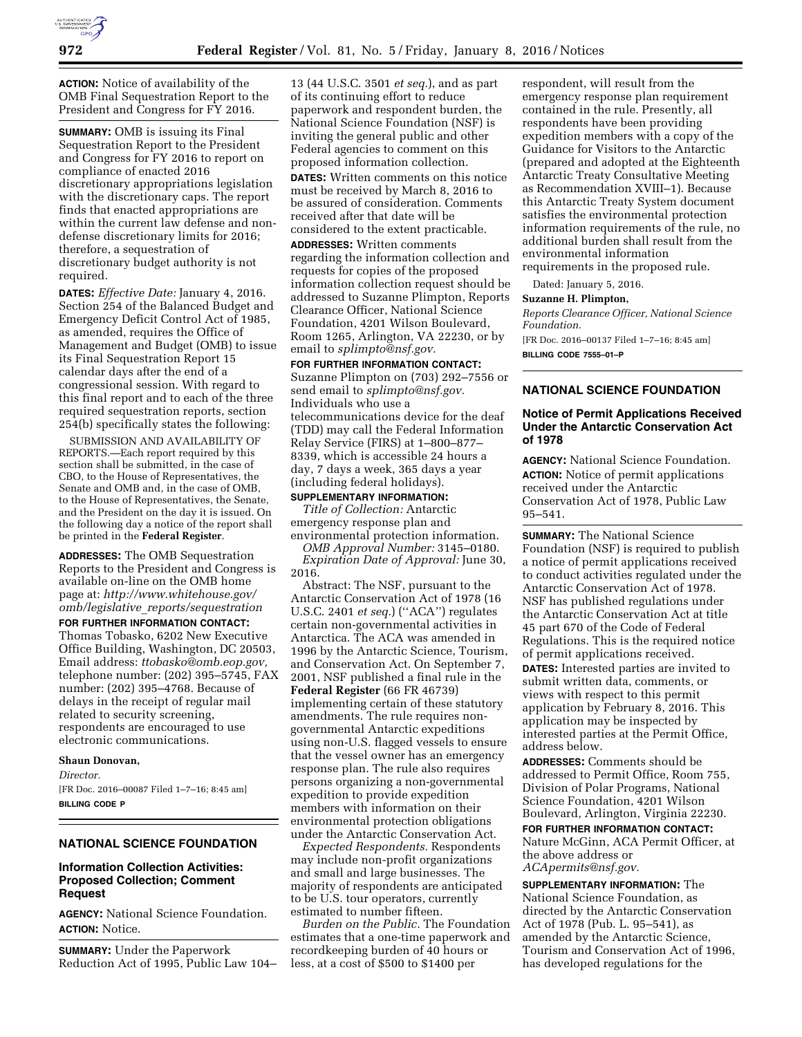**ACTION:** Notice of availability of the OMB Final Sequestration Report to the President and Congress for FY 2016.

**SUMMARY:** OMB is issuing its Final Sequestration Report to the President and Congress for FY 2016 to report on compliance of enacted 2016 discretionary appropriations legislation with the discretionary caps. The report finds that enacted appropriations are within the current law defense and non-defense discretionary limits for 2016; therefore, a sequestration of discretionary budget authority is not required.

**DATES:** *Effective Date:* January 4, 2016. Section 254 of the Balanced Budget and Emergency Deficit Control Act of 1985, as amended, requires the Office of Management and Budget (OMB) to issue its Final Sequestration Report 15 calendar days after the end of a congressional session. With regard to this final report and to each of the three required sequestration reports, section 254(b) specifically states the following:

SUBMISSION AND AVAILABILITY OF REPORTS.—Each report required by this section shall be submitted, in the case of CBO, to the House of Representatives, the Senate and OMB and, in the case of OMB, to the House of Representatives, the Senate, and the President on the day it is issued. On the following day a notice of the report shall be printed in the **Federal Register**.

**ADDRESSES:** The OMB Sequestration Reports to the President and Congress is available on-line on the OMB home page at: *http://www.whitehouse.gov/omb/legislative_reports/sequestration*

**FOR FURTHER INFORMATION CONTACT:** Thomas Tobasko, 6202 New Executive Office Building, Washington, DC 20503, Email address: *ttobasko@omb.eop.gov,* telephone number: (202) 395–5745, FAX number: (202) 395–4768. Because of delays in the receipt of regular mail related to security screening, respondents are encouraged to use electronic communications.

**Shaun Donovan,**

*Director.*

[FR Doc. 2016–00087 Filed 1–7–16; 8:45 am]

**BILLING CODE P**

## NATIONAL SCIENCE FOUNDATION

### Information Collection Activities: Proposed Collection; Comment Request

**AGENCY:** National Science Foundation.

**ACTION:** Notice.

**SUMMARY:** Under the Paperwork Reduction Act of 1995, Public Law 104–13 (44 U.S.C. 3501 *et seq.*), and as part of its continuing effort to reduce paperwork and respondent burden, the National Science Foundation (NSF) is inviting the general public and other Federal agencies to comment on this proposed information collection.

**DATES:** Written comments on this notice must be received by March 8, 2016 to be assured of consideration. Comments received after that date will be considered to the extent practicable.

**ADDRESSES:** Written comments regarding the information collection and requests for copies of the proposed information collection request should be addressed to Suzanne Plimpton, Reports Clearance Officer, National Science Foundation, 4201 Wilson Boulevard, Room 1265, Arlington, VA 22230, or by email to *splimpto@nsf.gov.*

**FOR FURTHER INFORMATION CONTACT:** Suzanne Plimpton on (703) 292–7556 or send email to *splimpto@nsf.gov.* Individuals who use a telecommunications device for the deaf (TDD) may call the Federal Information Relay Service (FIRS) at 1–800–877–8339, which is accessible 24 hours a day, 7 days a week, 365 days a year (including federal holidays).

**SUPPLEMENTARY INFORMATION:**

*Title of Collection:* Antarctic emergency response plan and environmental protection information.

*OMB Approval Number:* 3145–0180.

*Expiration Date of Approval:* June 30, 2016.

Abstract: The NSF, pursuant to the Antarctic Conservation Act of 1978 (16 U.S.C. 2401 *et seq.*) (''ACA'') regulates certain non-governmental activities in Antarctica. The ACA was amended in 1996 by the Antarctic Science, Tourism, and Conservation Act. On September 7, 2001, NSF published a final rule in the **Federal Register** (66 FR 46739) implementing certain of these statutory amendments. The rule requires non-governmental Antarctic expeditions using non-U.S. flagged vessels to ensure that the vessel owner has an emergency response plan. The rule also requires persons organizing a non-governmental expedition to provide expedition members with information on their environmental protection obligations under the Antarctic Conservation Act.

*Expected Respondents.* Respondents may include non-profit organizations and small and large businesses. The majority of respondents are anticipated to be U.S. tour operators, currently estimated to number fifteen.

*Burden on the Public.* The Foundation estimates that a one-time paperwork and recordkeeping burden of 40 hours or less, at a cost of $500 to $1400 per respondent, will result from the emergency response plan requirement contained in the rule. Presently, all respondents have been providing expedition members with a copy of the Guidance for Visitors to the Antarctic (prepared and adopted at the Eighteenth Antarctic Treaty Consultative Meeting as Recommendation XVIII–1). Because this Antarctic Treaty System document satisfies the environmental protection information requirements of the rule, no additional burden shall result from the environmental information requirements in the proposed rule.

Dated: January 5, 2016.

**Suzanne H. Plimpton,**

*Reports Clearance Officer, National Science Foundation.*

[FR Doc. 2016–00137 Filed 1–7–16; 8:45 am]

**BILLING CODE 7555–01–P**

## NATIONAL SCIENCE FOUNDATION

### Notice of Permit Applications Received Under the Antarctic Conservation Act of 1978

**AGENCY:** National Science Foundation.

**ACTION:** Notice of permit applications received under the Antarctic Conservation Act of 1978, Public Law 95–541.

**SUMMARY:** The National Science Foundation (NSF) is required to publish a notice of permit applications received to conduct activities regulated under the Antarctic Conservation Act of 1978. NSF has published regulations under the Antarctic Conservation Act at title 45 part 670 of the Code of Federal Regulations. This is the required notice of permit applications received.

**DATES:** Interested parties are invited to submit written data, comments, or views with respect to this permit application by February 8, 2016. This application may be inspected by interested parties at the Permit Office, address below.

**ADDRESSES:** Comments should be addressed to Permit Office, Room 755, Division of Polar Programs, National Science Foundation, 4201 Wilson Boulevard, Arlington, Virginia 22230.

**FOR FURTHER INFORMATION CONTACT:** Nature McGinn, ACA Permit Officer, at the above address or *ACApermits@nsf.gov.*

**SUPPLEMENTARY INFORMATION:** The National Science Foundation, as directed by the Antarctic Conservation Act of 1978 (Pub. L. 95–541), as amended by the Antarctic Science, Tourism and Conservation Act of 1996, has developed regulations for the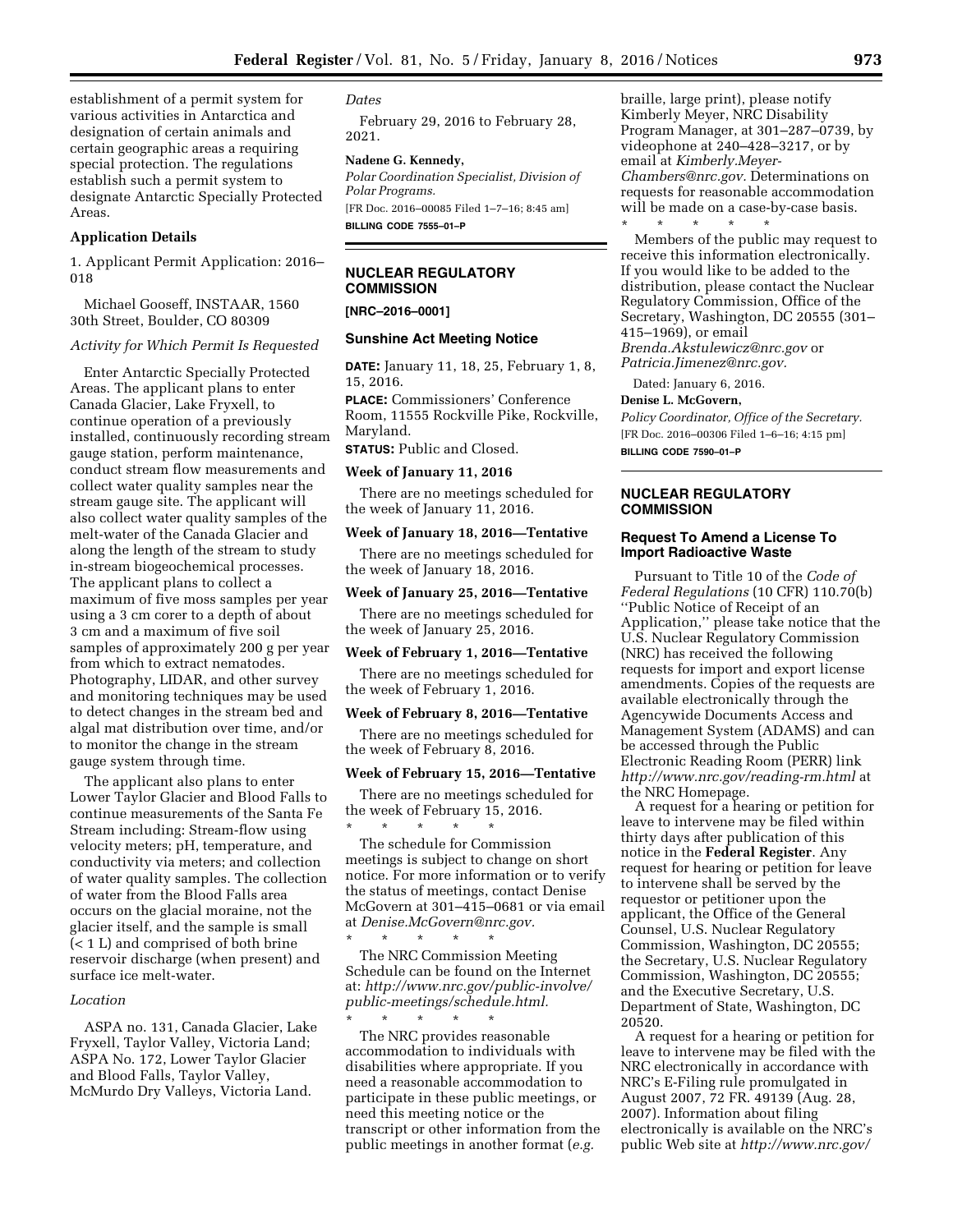establishment of a permit system for various activities in Antarctica and designation of certain animals and certain geographic areas a requiring special protection. The regulations establish such a permit system to designate Antarctic Specially Protected Areas.

### Application Details

1. Applicant Permit Application: 2016–018

Michael Gooseff, INSTAAR, 1560 30th Street, Boulder, CO 80309

*Activity for Which Permit Is Requested*

Enter Antarctic Specially Protected Areas. The applicant plans to enter Canada Glacier, Lake Fryxell, to continue operation of a previously installed, continuously recording stream gauge station, perform maintenance, conduct stream flow measurements and collect water quality samples near the stream gauge site. The applicant will also collect water quality samples of the melt-water of the Canada Glacier and along the length of the stream to study in-stream biogeochemical processes. The applicant plans to collect a maximum of five moss samples per year using a 3 cm corer to a depth of about 3 cm and a maximum of five soil samples of approximately 200 g per year from which to extract nematodes. Photography, LIDAR, and other survey and monitoring techniques may be used to detect changes in the stream bed and algal mat distribution over time, and/or to monitor the change in the stream gauge system through time.

The applicant also plans to enter Lower Taylor Glacier and Blood Falls to continue measurements of the Santa Fe Stream including: Stream-flow using velocity meters; pH, temperature, and conductivity via meters; and collection of water quality samples. The collection of water from the Blood Falls area occurs on the glacial moraine, not the glacier itself, and the sample is small (< 1 L) and comprised of both brine reservoir discharge (when present) and surface ice melt-water.

*Location*

ASPA no. 131, Canada Glacier, Lake Fryxell, Taylor Valley, Victoria Land; ASPA No. 172, Lower Taylor Glacier and Blood Falls, Taylor Valley, McMurdo Dry Valleys, Victoria Land.

*Dates*

February 29, 2016 to February 28, 2021.

**Nadene G. Kennedy,**

*Polar Coordination Specialist, Division of Polar Programs.*

[FR Doc. 2016–00085 Filed 1–7–16; 8:45 am]

**BILLING CODE 7555–01–P**

## NUCLEAR REGULATORY COMMISSION

**[NRC–2016–0001]**

### Sunshine Act Meeting Notice

**DATE:** January 11, 18, 25, February 1, 8, 15, 2016.

**PLACE:** Commissioners' Conference Room, 11555 Rockville Pike, Rockville, Maryland.

**STATUS:** Public and Closed.

**Week of January 11, 2016**

There are no meetings scheduled for the week of January 11, 2016.

**Week of January 18, 2016—Tentative**

There are no meetings scheduled for the week of January 18, 2016.

**Week of January 25, 2016—Tentative**

There are no meetings scheduled for the week of January 25, 2016.

**Week of February 1, 2016—Tentative**

There are no meetings scheduled for the week of February 1, 2016.

**Week of February 8, 2016—Tentative**

There are no meetings scheduled for the week of February 8, 2016.

**Week of February 15, 2016—Tentative**

There are no meetings scheduled for the week of February 15, 2016.

\* \* \* \* \*

The schedule for Commission meetings is subject to change on short notice. For more information or to verify the status of meetings, contact Denise McGovern at 301–415–0681 or via email at *Denise.McGovern@nrc.gov.*

\* \* \* \* \*

The NRC Commission Meeting Schedule can be found on the Internet at: *http://www.nrc.gov/public-involve/public-meetings/schedule.html.*

\* \* \* \* \*

The NRC provides reasonable accommodation to individuals with disabilities where appropriate. If you need a reasonable accommodation to participate in these public meetings, or need this meeting notice or the transcript or other information from the public meetings in another format (*e.g.* braille, large print), please notify Kimberly Meyer, NRC Disability Program Manager, at 301–287–0739, by videophone at 240–428–3217, or by email at *Kimberly.Meyer-Chambers@nrc.gov.* Determinations on requests for reasonable accommodation will be made on a case-by-case basis.

\* \* \* \* \*

Members of the public may request to receive this information electronically. If you would like to be added to the distribution, please contact the Nuclear Regulatory Commission, Office of the Secretary, Washington, DC 20555 (301–415–1969), or email *Brenda.Akstulewicz@nrc.gov* or *Patricia.Jimenez@nrc.gov.*

Dated: January 6, 2016.

**Denise L. McGovern,**

*Policy Coordinator, Office of the Secretary.*

[FR Doc. 2016–00306 Filed 1–6–16; 4:15 pm]

**BILLING CODE 7590–01–P**

## NUCLEAR REGULATORY COMMISSION

### Request To Amend a License To Import Radioactive Waste

Pursuant to Title 10 of the *Code of Federal Regulations* (10 CFR) 110.70(b) ''Public Notice of Receipt of an Application,'' please take notice that the U.S. Nuclear Regulatory Commission (NRC) has received the following requests for import and export license amendments. Copies of the requests are available electronically through the Agencywide Documents Access and Management System (ADAMS) and can be accessed through the Public Electronic Reading Room (PERR) link *http://www.nrc.gov/reading-rm.html* at the NRC Homepage.

A request for a hearing or petition for leave to intervene may be filed within thirty days after publication of this notice in the **Federal Register**. Any request for hearing or petition for leave to intervene shall be served by the requestor or petitioner upon the applicant, the Office of the General Counsel, U.S. Nuclear Regulatory Commission, Washington, DC 20555; the Secretary, U.S. Nuclear Regulatory Commission, Washington, DC 20555; and the Executive Secretary, U.S. Department of State, Washington, DC 20520.

A request for a hearing or petition for leave to intervene may be filed with the NRC electronically in accordance with NRC's E-Filing rule promulgated in August 2007, 72 FR. 49139 (Aug. 28, 2007). Information about filing electronically is available on the NRC's public Web site at *http://www.nrc.gov/*